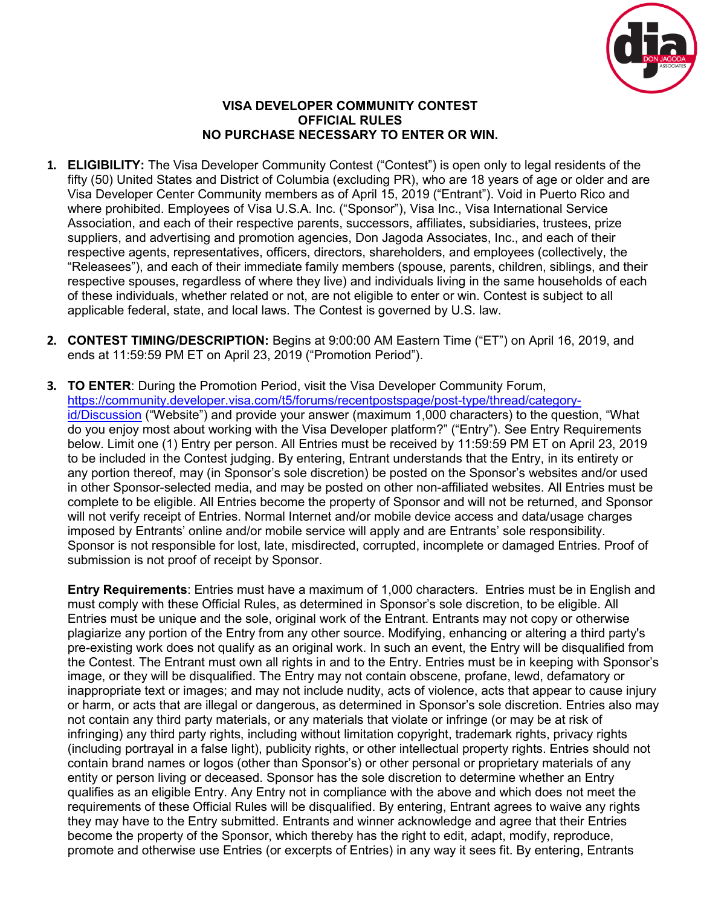**VISA DEVELOPER COMMUNITY CONTEST**
**OFFICIAL RULES**
**NO PURCHASE NECESSARY TO ENTER OR WIN.**

1. **ELIGIBILITY:** The Visa Developer Community Contest ("Contest") is open only to legal residents of the fifty (50) United States and District of Columbia (excluding PR), who are 18 years of age or older and are Visa Developer Center Community members as of April 15, 2019 ("Entrant"). Void in Puerto Rico and where prohibited. Employees of Visa U.S.A. Inc. ("Sponsor"), Visa Inc., Visa International Service Association, and each of their respective parents, successors, affiliates, subsidiaries, trustees, prize suppliers, and advertising and promotion agencies, Don Jagoda Associates, Inc., and each of their respective agents, representatives, officers, directors, shareholders, and employees (collectively, the "Releasees"), and each of their immediate family members (spouse, parents, children, siblings, and their respective spouses, regardless of where they live) and individuals living in the same households of each of these individuals, whether related or not, are not eligible to enter or win. Contest is subject to all applicable federal, state, and local laws. The Contest is governed by U.S. law.

2. **CONTEST TIMING/DESCRIPTION:** Begins at 9:00:00 AM Eastern Time ("ET") on April 16, 2019, and ends at 11:59:59 PM ET on April 23, 2019 ("Promotion Period").

3. **TO ENTER**: During the Promotion Period, visit the Visa Developer Community Forum, [https://community.developer.visa.com/t5/forums/recentpostspage/post-type/thread/category-id/Discussion](https://community.developer.visa.com/t5/forums/recentpostspage/post-type/thread/category-id/Discussion) ("Website") and provide your answer (maximum 1,000 characters) to the question, "What do you enjoy most about working with the Visa Developer platform?" ("Entry"). See Entry Requirements below. Limit one (1) Entry per person. All Entries must be received by 11:59:59 PM ET on April 23, 2019 to be included in the Contest judging. By entering, Entrant understands that the Entry, in its entirety or any portion thereof, may (in Sponsor's sole discretion) be posted on the Sponsor's websites and/or used in other Sponsor-selected media, and may be posted on other non-affiliated websites. All Entries must be complete to be eligible. All Entries become the property of Sponsor and will not be returned, and Sponsor will not verify receipt of Entries. Normal Internet and/or mobile device access and data/usage charges imposed by Entrants' online and/or mobile service will apply and are Entrants' sole responsibility. Sponsor is not responsible for lost, late, misdirected, corrupted, incomplete or damaged Entries. Proof of submission is not proof of receipt by Sponsor.

   **Entry Requirements**: Entries must have a maximum of 1,000 characters. Entries must be in English and must comply with these Official Rules, as determined in Sponsor's sole discretion, to be eligible. All Entries must be unique and the sole, original work of the Entrant. Entrants may not copy or otherwise plagiarize any portion of the Entry from any other source. Modifying, enhancing or altering a third party's pre-existing work does not qualify as an original work. In such an event, the Entry will be disqualified from the Contest. The Entrant must own all rights in and to the Entry. Entries must be in keeping with Sponsor's image, or they will be disqualified. The Entry may not contain obscene, profane, lewd, defamatory or inappropriate text or images; and may not include nudity, acts of violence, acts that appear to cause injury or harm, or acts that are illegal or dangerous, as determined in Sponsor's sole discretion. Entries also may not contain any third party materials, or any materials that violate or infringe (or may be at risk of infringing) any third party rights, including without limitation copyright, trademark rights, privacy rights (including portrayal in a false light), publicity rights, or other intellectual property rights. Entries should not contain brand names or logos (other than Sponsor's) or other personal or proprietary materials of any entity or person living or deceased. Sponsor has the sole discretion to determine whether an Entry qualifies as an eligible Entry. Any Entry not in compliance with the above and which does not meet the requirements of these Official Rules will be disqualified. By entering, Entrant agrees to waive any rights they may have to the Entry submitted. Entrants and winner acknowledge and agree that their Entries become the property of the Sponsor, which thereby has the right to edit, adapt, modify, reproduce, promote and otherwise use Entries (or excerpts of Entries) in any way it sees fit. By entering, Entrants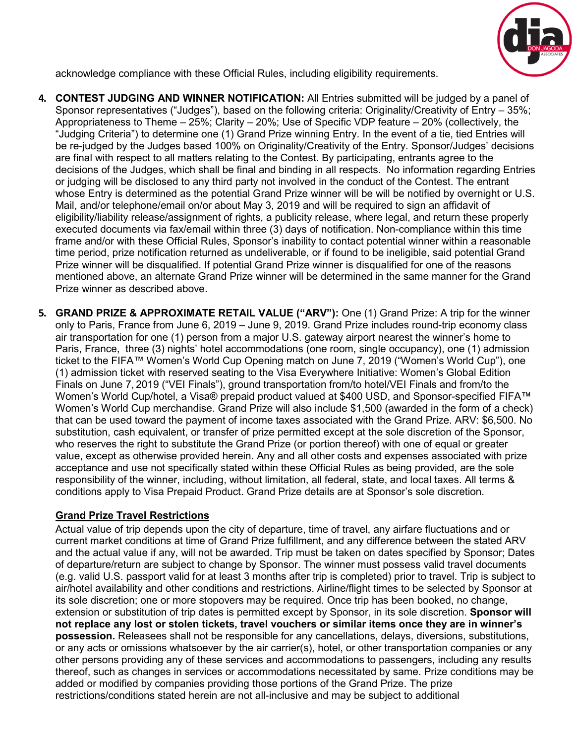acknowledge compliance with these Official Rules, including eligibility requirements.

4. **CONTEST JUDGING AND WINNER NOTIFICATION:** All Entries submitted will be judged by a panel of Sponsor representatives ("Judges"), based on the following criteria: Originality/Creativity of Entry – 35%; Appropriateness to Theme – 25%; Clarity – 20%; Use of Specific VDP feature – 20% (collectively, the "Judging Criteria") to determine one (1) Grand Prize winning Entry. In the event of a tie, tied Entries will be re-judged by the Judges based 100% on Originality/Creativity of the Entry. Sponsor/Judges' decisions are final with respect to all matters relating to the Contest. By participating, entrants agree to the decisions of the Judges, which shall be final and binding in all respects. No information regarding Entries or judging will be disclosed to any third party not involved in the conduct of the Contest. The entrant whose Entry is determined as the potential Grand Prize winner will be will be notified by overnight or U.S. Mail, and/or telephone/email on/or about May 3, 2019 and will be required to sign an affidavit of eligibility/liability release/assignment of rights, a publicity release, where legal, and return these properly executed documents via fax/email within three (3) days of notification. Non-compliance within this time frame and/or with these Official Rules, Sponsor's inability to contact potential winner within a reasonable time period, prize notification returned as undeliverable, or if found to be ineligible, said potential Grand Prize winner will be disqualified. If potential Grand Prize winner is disqualified for one of the reasons mentioned above, an alternate Grand Prize winner will be determined in the same manner for the Grand Prize winner as described above.

5. **GRAND PRIZE & APPROXIMATE RETAIL VALUE ("ARV"):** One (1) Grand Prize: A trip for the winner only to Paris, France from June 6, 2019 – June 9, 2019. Grand Prize includes round-trip economy class air transportation for one (1) person from a major U.S. gateway airport nearest the winner's home to Paris, France, three (3) nights' hotel accommodations (one room, single occupancy), one (1) admission ticket to the FIFA™ Women's World Cup Opening match on June 7, 2019 ("Women's World Cup"), one (1) admission ticket with reserved seating to the Visa Everywhere Initiative: Women's Global Edition Finals on June 7, 2019 ("VEI Finals"), ground transportation from/to hotel/VEI Finals and from/to the Women's World Cup/hotel, a Visa® prepaid product valued at $400 USD, and Sponsor-specified FIFA™ Women's World Cup merchandise. Grand Prize will also include $1,500 (awarded in the form of a check) that can be used toward the payment of income taxes associated with the Grand Prize. ARV: $6,500. No substitution, cash equivalent, or transfer of prize permitted except at the sole discretion of the Sponsor, who reserves the right to substitute the Grand Prize (or portion thereof) with one of equal or greater value, except as otherwise provided herein. Any and all other costs and expenses associated with prize acceptance and use not specifically stated within these Official Rules as being provided, are the sole responsibility of the winner, including, without limitation, all federal, state, and local taxes. All terms & conditions apply to Visa Prepaid Product. Grand Prize details are at Sponsor's sole discretion.

   **Grand Prize Travel Restrictions**

   Actual value of trip depends upon the city of departure, time of travel, any airfare fluctuations and or current market conditions at time of Grand Prize fulfillment, and any difference between the stated ARV and the actual value if any, will not be awarded. Trip must be taken on dates specified by Sponsor; Dates of departure/return are subject to change by Sponsor. The winner must possess valid travel documents (e.g. valid U.S. passport valid for at least 3 months after trip is completed) prior to travel. Trip is subject to air/hotel availability and other conditions and restrictions. Airline/flight times to be selected by Sponsor at its sole discretion; one or more stopovers may be required. Once trip has been booked, no change, extension or substitution of trip dates is permitted except by Sponsor, in its sole discretion. **Sponsor will not replace any lost or stolen tickets, travel vouchers or similar items once they are in winner's possession.** Releasees shall not be responsible for any cancellations, delays, diversions, substitutions, or any acts or omissions whatsoever by the air carrier(s), hotel, or other transportation companies or any other persons providing any of these services and accommodations to passengers, including any results thereof, such as changes in services or accommodations necessitated by same. Prize conditions may be added or modified by companies providing those portions of the Grand Prize. The prize restrictions/conditions stated herein are not all-inclusive and may be subject to additional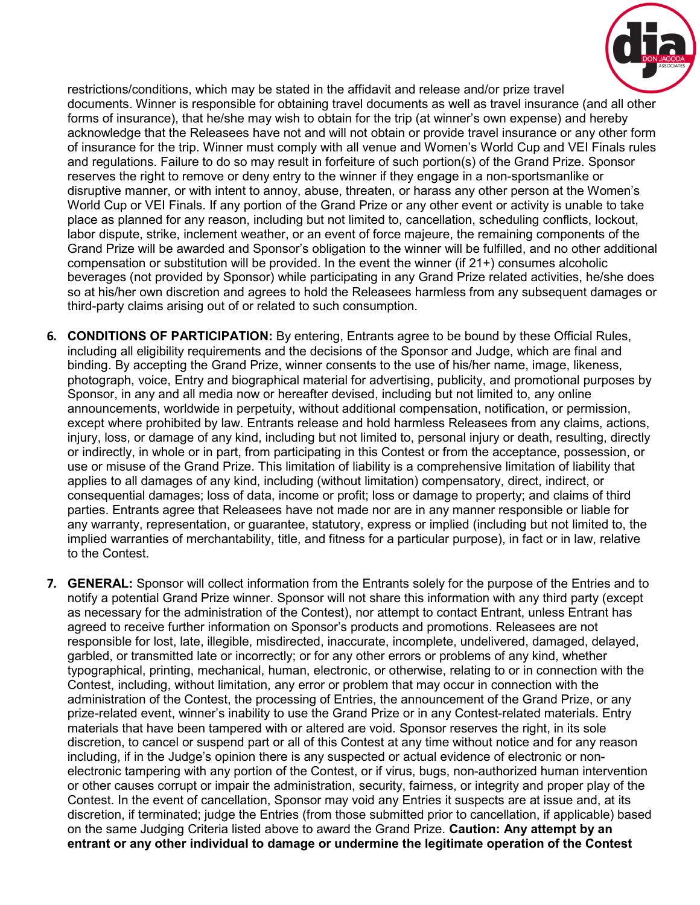restrictions/conditions, which may be stated in the affidavit and release and/or prize travel documents. Winner is responsible for obtaining travel documents as well as travel insurance (and all other forms of insurance), that he/she may wish to obtain for the trip (at winner's own expense) and hereby acknowledge that the Releasees have not and will not obtain or provide travel insurance or any other form of insurance for the trip. Winner must comply with all venue and Women's World Cup and VEI Finals rules and regulations. Failure to do so may result in forfeiture of such portion(s) of the Grand Prize. Sponsor reserves the right to remove or deny entry to the winner if they engage in a non-sportsmanlike or disruptive manner, or with intent to annoy, abuse, threaten, or harass any other person at the Women's World Cup or VEI Finals. If any portion of the Grand Prize or any other event or activity is unable to take place as planned for any reason, including but not limited to, cancellation, scheduling conflicts, lockout, labor dispute, strike, inclement weather, or an event of force majeure, the remaining components of the Grand Prize will be awarded and Sponsor's obligation to the winner will be fulfilled, and no other additional compensation or substitution will be provided. In the event the winner (if 21+) consumes alcoholic beverages (not provided by Sponsor) while participating in any Grand Prize related activities, he/she does so at his/her own discretion and agrees to hold the Releasees harmless from any subsequent damages or third-party claims arising out of or related to such consumption.

6. **CONDITIONS OF PARTICIPATION:** By entering, Entrants agree to be bound by these Official Rules, including all eligibility requirements and the decisions of the Sponsor and Judge, which are final and binding. By accepting the Grand Prize, winner consents to the use of his/her name, image, likeness, photograph, voice, Entry and biographical material for advertising, publicity, and promotional purposes by Sponsor, in any and all media now or hereafter devised, including but not limited to, any online announcements, worldwide in perpetuity, without additional compensation, notification, or permission, except where prohibited by law. Entrants release and hold harmless Releasees from any claims, actions, injury, loss, or damage of any kind, including but not limited to, personal injury or death, resulting, directly or indirectly, in whole or in part, from participating in this Contest or from the acceptance, possession, or use or misuse of the Grand Prize. This limitation of liability is a comprehensive limitation of liability that applies to all damages of any kind, including (without limitation) compensatory, direct, indirect, or consequential damages; loss of data, income or profit; loss or damage to property; and claims of third parties. Entrants agree that Releasees have not made nor are in any manner responsible or liable for any warranty, representation, or guarantee, statutory, express or implied (including but not limited to, the implied warranties of merchantability, title, and fitness for a particular purpose), in fact or in law, relative to the Contest.

7. **GENERAL:** Sponsor will collect information from the Entrants solely for the purpose of the Entries and to notify a potential Grand Prize winner. Sponsor will not share this information with any third party (except as necessary for the administration of the Contest), nor attempt to contact Entrant, unless Entrant has agreed to receive further information on Sponsor's products and promotions. Releasees are not responsible for lost, late, illegible, misdirected, inaccurate, incomplete, undelivered, damaged, delayed, garbled, or transmitted late or incorrectly; or for any other errors or problems of any kind, whether typographical, printing, mechanical, human, electronic, or otherwise, relating to or in connection with the Contest, including, without limitation, any error or problem that may occur in connection with the administration of the Contest, the processing of Entries, the announcement of the Grand Prize, or any prize-related event, winner's inability to use the Grand Prize or in any Contest-related materials. Entry materials that have been tampered with or altered are void. Sponsor reserves the right, in its sole discretion, to cancel or suspend part or all of this Contest at any time without notice and for any reason including, if in the Judge's opinion there is any suspected or actual evidence of electronic or non-electronic tampering with any portion of the Contest, or if virus, bugs, non-authorized human intervention or other causes corrupt or impair the administration, security, fairness, or integrity and proper play of the Contest. In the event of cancellation, Sponsor may void any Entries it suspects are at issue and, at its discretion, if terminated; judge the Entries (from those submitted prior to cancellation, if applicable) based on the same Judging Criteria listed above to award the Grand Prize. **Caution: Any attempt by an entrant or any other individual to damage or undermine the legitimate operation of the Contest**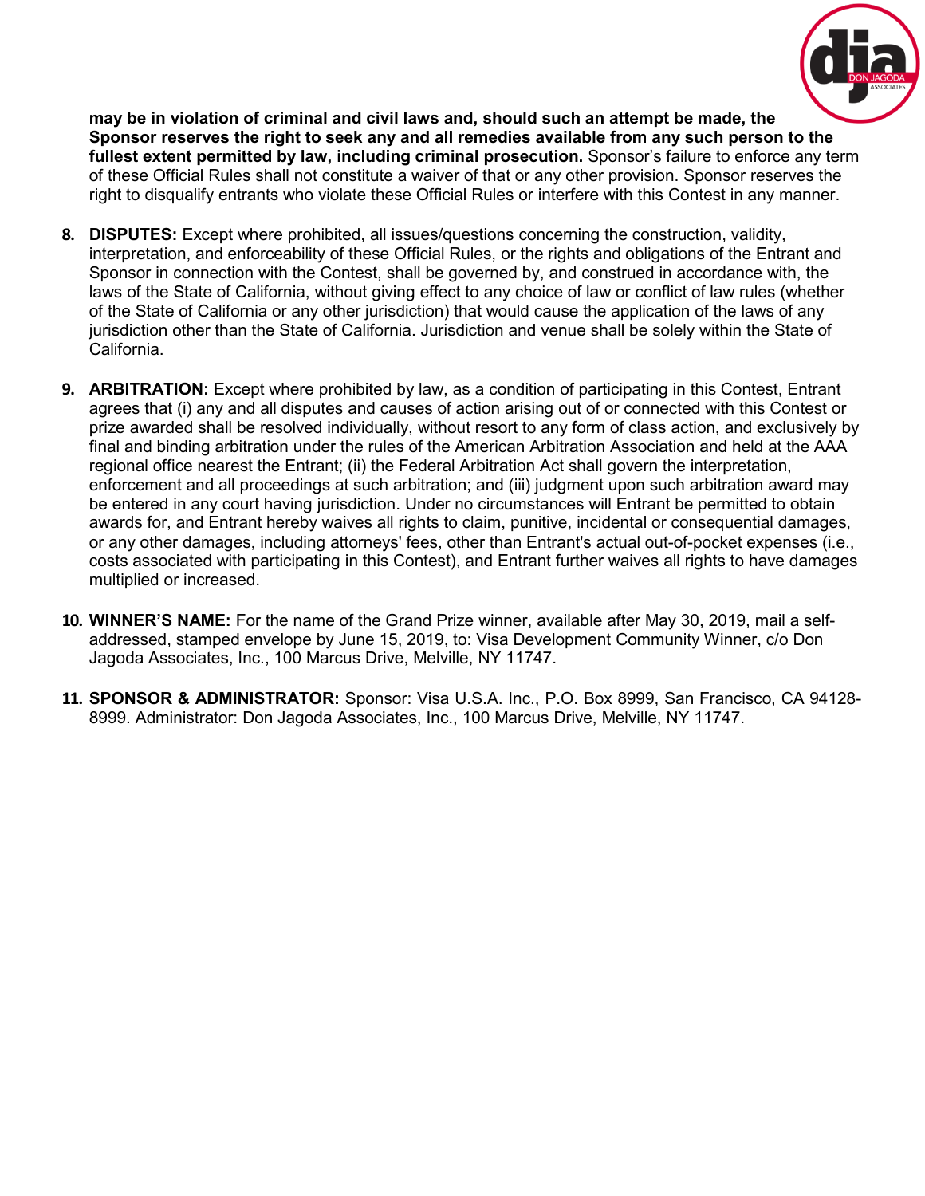**may be in violation of criminal and civil laws and, should such an attempt be made, the Sponsor reserves the right to seek any and all remedies available from any such person to the fullest extent permitted by law, including criminal prosecution.** Sponsor's failure to enforce any term of these Official Rules shall not constitute a waiver of that or any other provision. Sponsor reserves the right to disqualify entrants who violate these Official Rules or interfere with this Contest in any manner.

8. **DISPUTES:** Except where prohibited, all issues/questions concerning the construction, validity, interpretation, and enforceability of these Official Rules, or the rights and obligations of the Entrant and Sponsor in connection with the Contest, shall be governed by, and construed in accordance with, the laws of the State of California, without giving effect to any choice of law or conflict of law rules (whether of the State of California or any other jurisdiction) that would cause the application of the laws of any jurisdiction other than the State of California. Jurisdiction and venue shall be solely within the State of California.

9. **ARBITRATION:** Except where prohibited by law, as a condition of participating in this Contest, Entrant agrees that (i) any and all disputes and causes of action arising out of or connected with this Contest or prize awarded shall be resolved individually, without resort to any form of class action, and exclusively by final and binding arbitration under the rules of the American Arbitration Association and held at the AAA regional office nearest the Entrant; (ii) the Federal Arbitration Act shall govern the interpretation, enforcement and all proceedings at such arbitration; and (iii) judgment upon such arbitration award may be entered in any court having jurisdiction. Under no circumstances will Entrant be permitted to obtain awards for, and Entrant hereby waives all rights to claim, punitive, incidental or consequential damages, or any other damages, including attorneys' fees, other than Entrant's actual out-of-pocket expenses (i.e., costs associated with participating in this Contest), and Entrant further waives all rights to have damages multiplied or increased.

10. **WINNER'S NAME:** For the name of the Grand Prize winner, available after May 30, 2019, mail a self-addressed, stamped envelope by June 15, 2019, to: Visa Development Community Winner, c/o Don Jagoda Associates, Inc., 100 Marcus Drive, Melville, NY 11747.

11. **SPONSOR & ADMINISTRATOR:** Sponsor: Visa U.S.A. Inc., P.O. Box 8999, San Francisco, CA 94128-8999. Administrator: Don Jagoda Associates, Inc., 100 Marcus Drive, Melville, NY 11747.